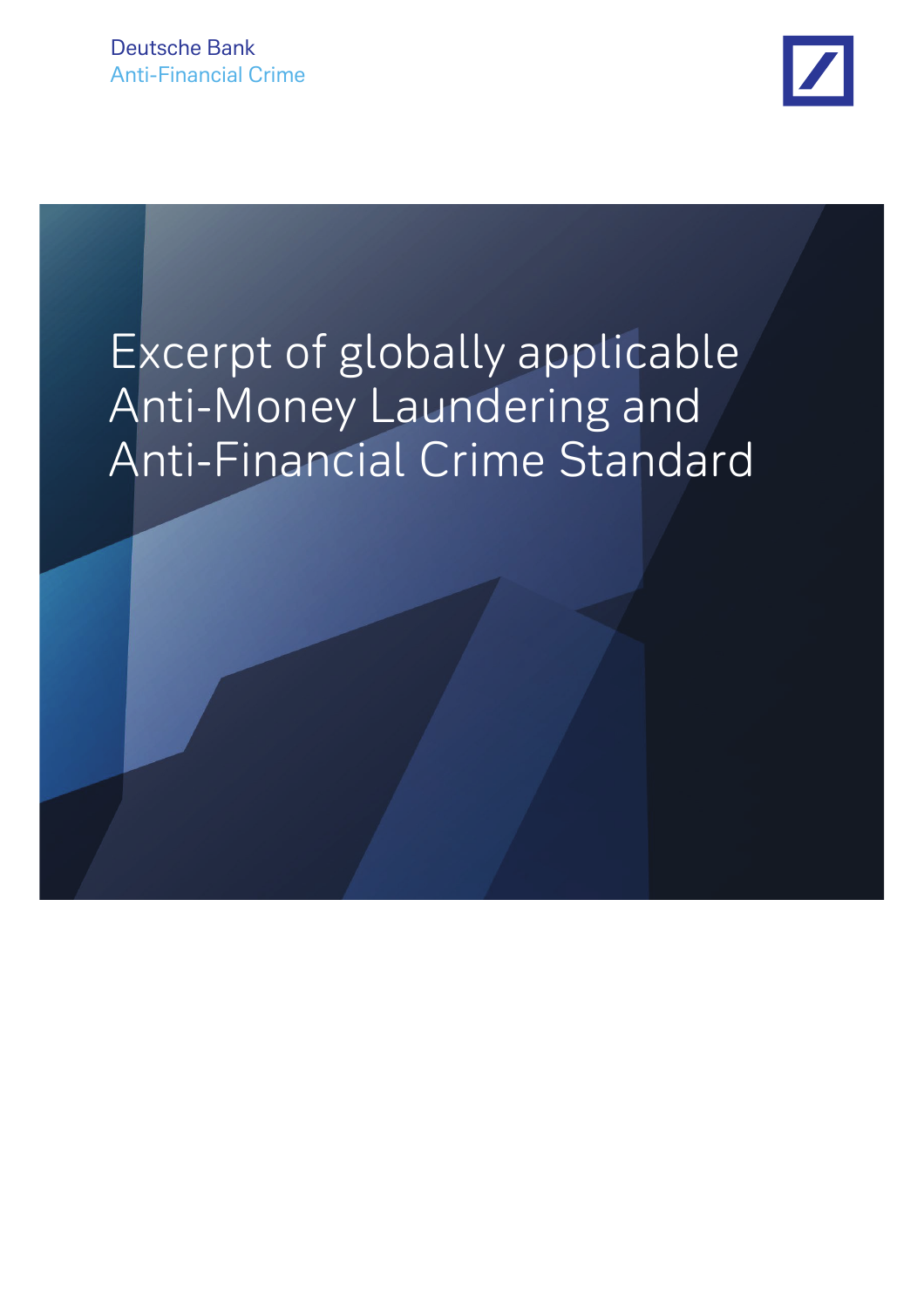Deutsche Bank
Anti-Financial Crime

# Excerpt of globally applicable Anti-Money Laundering and Anti-Financial Crime Standard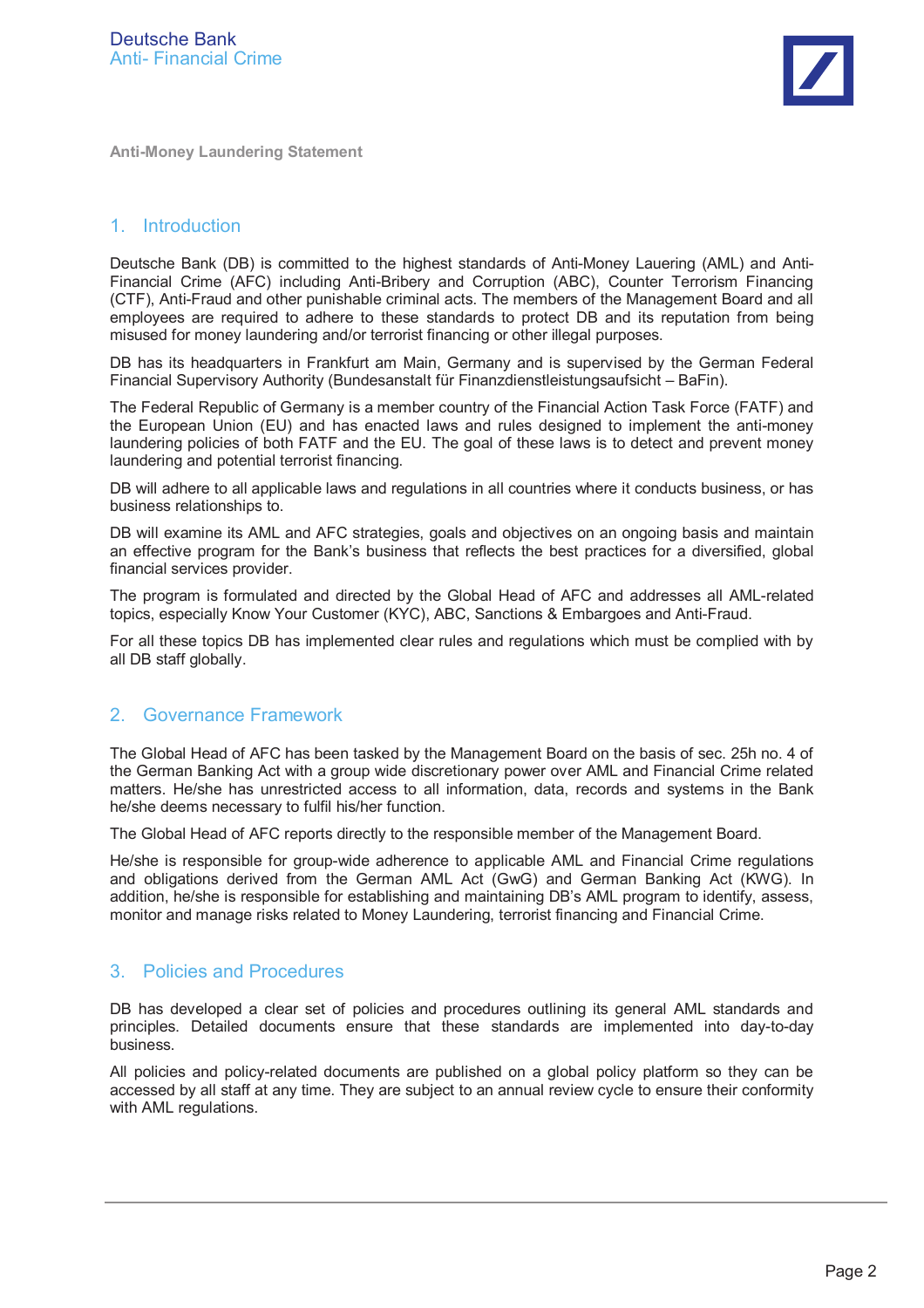Deutsche Bank
Anti- Financial Crime

Anti-Money Laundering Statement

## 1. Introduction

Deutsche Bank (DB) is committed to the highest standards of Anti-Money Lauering (AML) and Anti-Financial Crime (AFC) including Anti-Bribery and Corruption (ABC), Counter Terrorism Financing (CTF), Anti-Fraud and other punishable criminal acts. The members of the Management Board and all employees are required to adhere to these standards to protect DB and its reputation from being misused for money laundering and/or terrorist financing or other illegal purposes.

DB has its headquarters in Frankfurt am Main, Germany and is supervised by the German Federal Financial Supervisory Authority (Bundesanstalt für Finanzdienstleistungsaufsicht – BaFin).

The Federal Republic of Germany is a member country of the Financial Action Task Force (FATF) and the European Union (EU) and has enacted laws and rules designed to implement the anti-money laundering policies of both FATF and the EU. The goal of these laws is to detect and prevent money laundering and potential terrorist financing.

DB will adhere to all applicable laws and regulations in all countries where it conducts business, or has business relationships to.

DB will examine its AML and AFC strategies, goals and objectives on an ongoing basis and maintain an effective program for the Bank's business that reflects the best practices for a diversified, global financial services provider.

The program is formulated and directed by the Global Head of AFC and addresses all AML-related topics, especially Know Your Customer (KYC), ABC, Sanctions & Embargoes and Anti-Fraud.

For all these topics DB has implemented clear rules and regulations which must be complied with by all DB staff globally.

## 2. Governance Framework

The Global Head of AFC has been tasked by the Management Board on the basis of sec. 25h no. 4 of the German Banking Act with a group wide discretionary power over AML and Financial Crime related matters. He/she has unrestricted access to all information, data, records and systems in the Bank he/she deems necessary to fulfil his/her function.

The Global Head of AFC reports directly to the responsible member of the Management Board.

He/she is responsible for group-wide adherence to applicable AML and Financial Crime regulations and obligations derived from the German AML Act (GwG) and German Banking Act (KWG). In addition, he/she is responsible for establishing and maintaining DB's AML program to identify, assess, monitor and manage risks related to Money Laundering, terrorist financing and Financial Crime.

## 3. Policies and Procedures

DB has developed a clear set of policies and procedures outlining its general AML standards and principles. Detailed documents ensure that these standards are implemented into day-to-day business.

All policies and policy-related documents are published on a global policy platform so they can be accessed by all staff at any time. They are subject to an annual review cycle to ensure their conformity with AML regulations.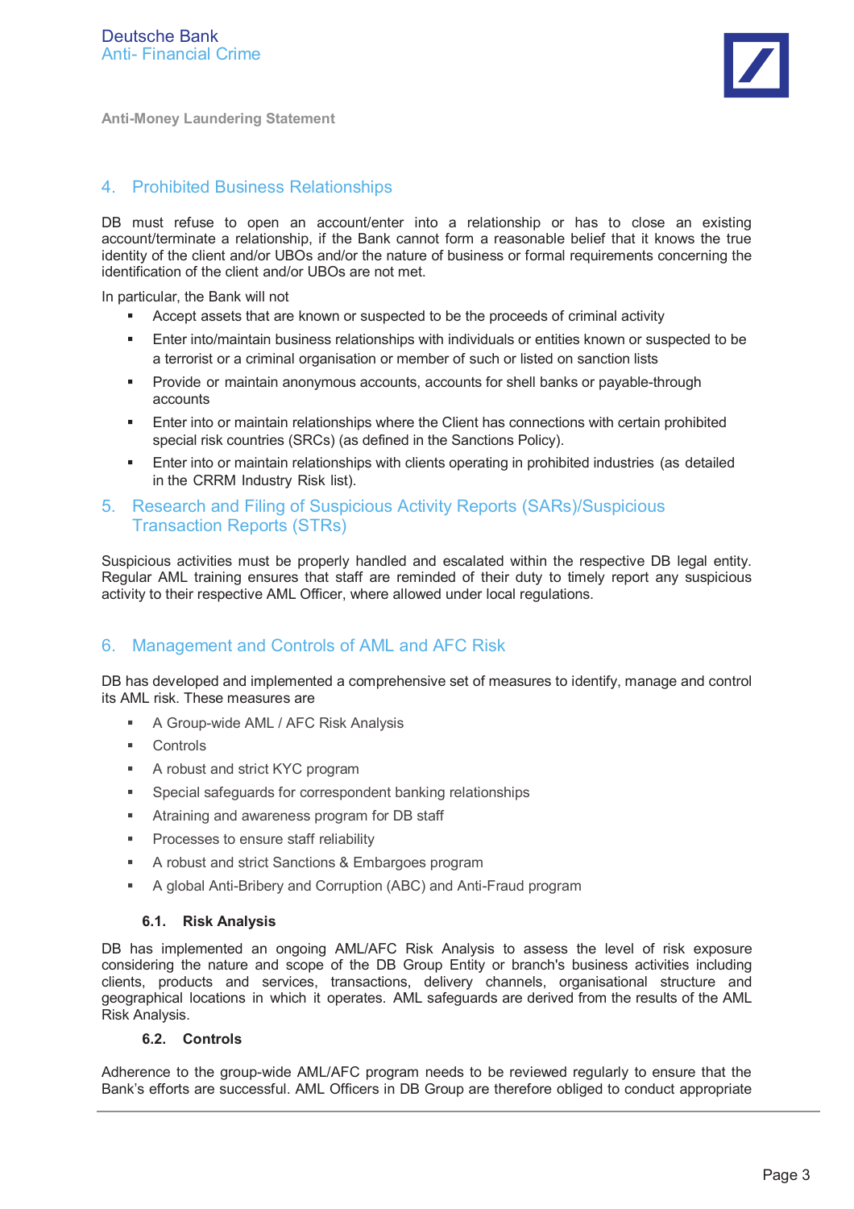## 4. Prohibited Business Relationships

DB must refuse to open an account/enter into a relationship or has to close an existing account/terminate a relationship, if the Bank cannot form a reasonable belief that it knows the true identity of the client and/or UBOs and/or the nature of business or formal requirements concerning the identification of the client and/or UBOs are not met.

In particular, the Bank will not

- Accept assets that are known or suspected to be the proceeds of criminal activity
- Enter into/maintain business relationships with individuals or entities known or suspected to be a terrorist or a criminal organisation or member of such or listed on sanction lists
- Provide or maintain anonymous accounts, accounts for shell banks or payable-through accounts
- Enter into or maintain relationships where the Client has connections with certain prohibited special risk countries (SRCs) (as defined in the Sanctions Policy).
- Enter into or maintain relationships with clients operating in prohibited industries (as detailed in the CRRM Industry Risk list).

## 5. Research and Filing of Suspicious Activity Reports (SARs)/Suspicious Transaction Reports (STRs)

Suspicious activities must be properly handled and escalated within the respective DB legal entity. Regular AML training ensures that staff are reminded of their duty to timely report any suspicious activity to their respective AML Officer, where allowed under local regulations.

## 6. Management and Controls of AML and AFC Risk

DB has developed and implemented a comprehensive set of measures to identify, manage and control its AML risk. These measures are

- A Group-wide AML / AFC Risk Analysis
- Controls
- A robust and strict KYC program
- Special safeguards for correspondent banking relationships
- Atraining and awareness program for DB staff
- Processes to ensure staff reliability
- A robust and strict Sanctions & Embargoes program
- A global Anti-Bribery and Corruption (ABC) and Anti-Fraud program

### 6.1. Risk Analysis

DB has implemented an ongoing AML/AFC Risk Analysis to assess the level of risk exposure considering the nature and scope of the DB Group Entity or branch's business activities including clients, products and services, transactions, delivery channels, organisational structure and geographical locations in which it operates. AML safeguards are derived from the results of the AML Risk Analysis.

### 6.2. Controls

Adherence to the group-wide AML/AFC program needs to be reviewed regularly to ensure that the Bank's efforts are successful. AML Officers in DB Group are therefore obliged to conduct appropriate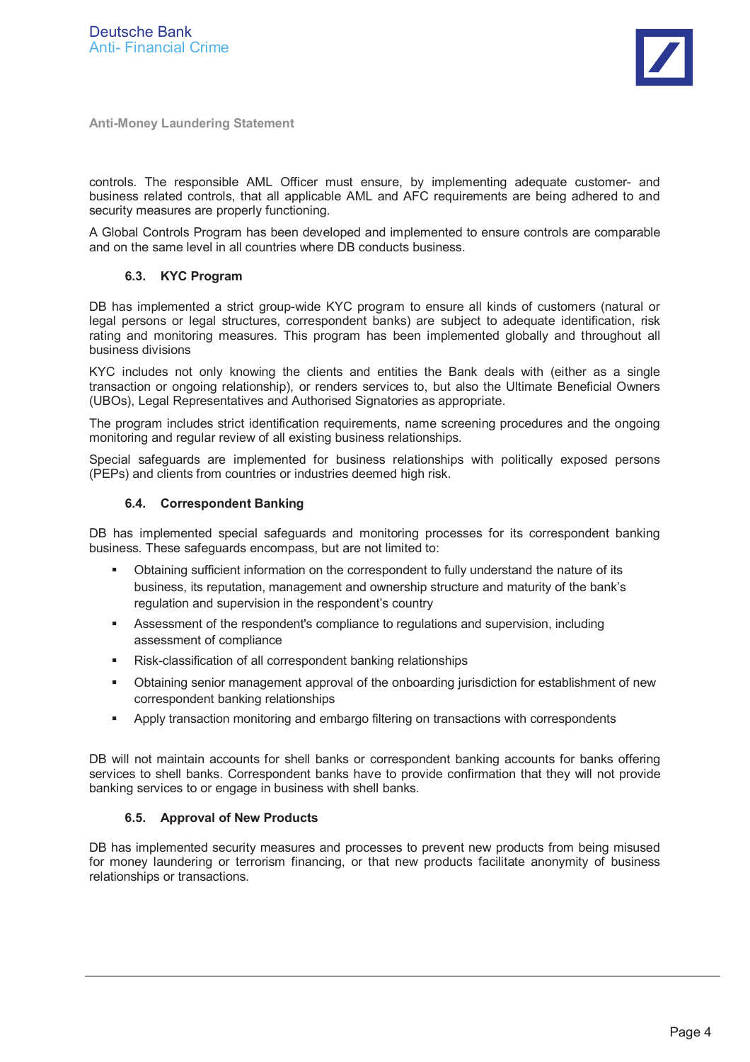controls. The responsible AML Officer must ensure, by implementing adequate customer- and business related controls, that all applicable AML and AFC requirements are being adhered to and security measures are properly functioning.

A Global Controls Program has been developed and implemented to ensure controls are comparable and on the same level in all countries where DB conducts business.

### 6.3. KYC Program

DB has implemented a strict group-wide KYC program to ensure all kinds of customers (natural or legal persons or legal structures, correspondent banks) are subject to adequate identification, risk rating and monitoring measures. This program has been implemented globally and throughout all business divisions

KYC includes not only knowing the clients and entities the Bank deals with (either as a single transaction or ongoing relationship), or renders services to, but also the Ultimate Beneficial Owners (UBOs), Legal Representatives and Authorised Signatories as appropriate.

The program includes strict identification requirements, name screening procedures and the ongoing monitoring and regular review of all existing business relationships.

Special safeguards are implemented for business relationships with politically exposed persons (PEPs) and clients from countries or industries deemed high risk.

### 6.4. Correspondent Banking

DB has implemented special safeguards and monitoring processes for its correspondent banking business. These safeguards encompass, but are not limited to:

- Obtaining sufficient information on the correspondent to fully understand the nature of its business, its reputation, management and ownership structure and maturity of the bank's regulation and supervision in the respondent's country
- Assessment of the respondent's compliance to regulations and supervision, including assessment of compliance
- Risk-classification of all correspondent banking relationships
- Obtaining senior management approval of the onboarding jurisdiction for establishment of new correspondent banking relationships
- Apply transaction monitoring and embargo filtering on transactions with correspondents

DB will not maintain accounts for shell banks or correspondent banking accounts for banks offering services to shell banks. Correspondent banks have to provide confirmation that they will not provide banking services to or engage in business with shell banks.

### 6.5. Approval of New Products

DB has implemented security measures and processes to prevent new products from being misused for money laundering or terrorism financing, or that new products facilitate anonymity of business relationships or transactions.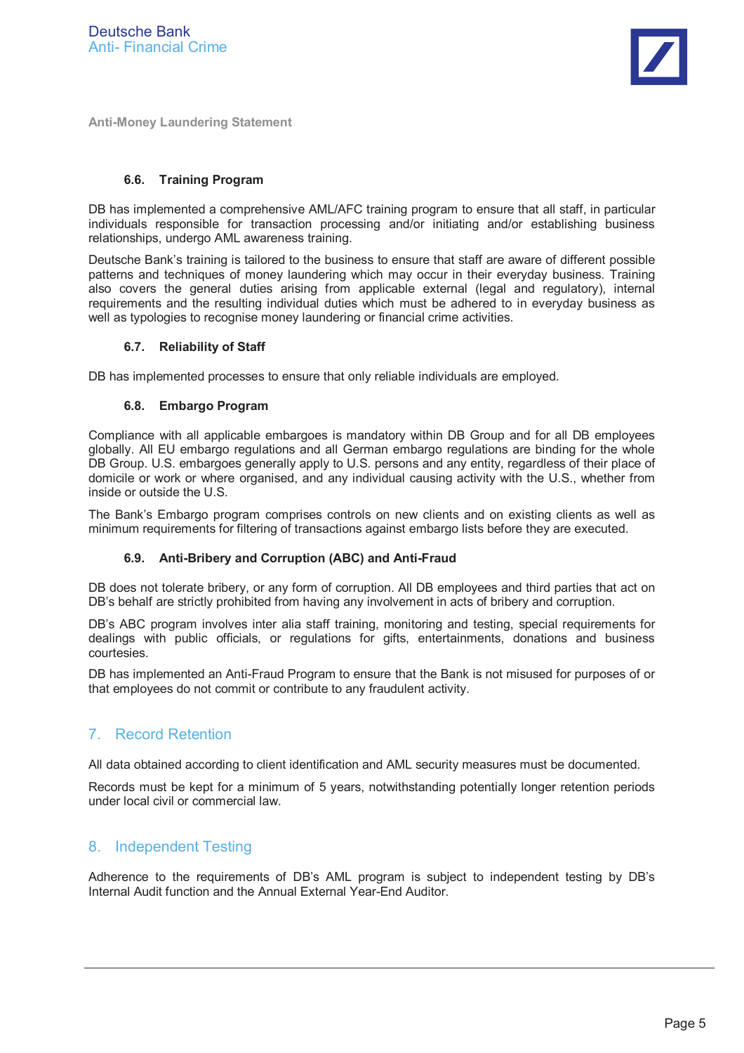#### 6.6. Training Program

DB has implemented a comprehensive AML/AFC training program to ensure that all staff, in particular individuals responsible for transaction processing and/or initiating and/or establishing business relationships, undergo AML awareness training.

Deutsche Bank's training is tailored to the business to ensure that staff are aware of different possible patterns and techniques of money laundering which may occur in their everyday business. Training also covers the general duties arising from applicable external (legal and regulatory), internal requirements and the resulting individual duties which must be adhered to in everyday business as well as typologies to recognise money laundering or financial crime activities.

#### 6.7. Reliability of Staff

DB has implemented processes to ensure that only reliable individuals are employed.

#### 6.8. Embargo Program

Compliance with all applicable embargoes is mandatory within DB Group and for all DB employees globally. All EU embargo regulations and all German embargo regulations are binding for the whole DB Group. U.S. embargoes generally apply to U.S. persons and any entity, regardless of their place of domicile or work or where organised, and any individual causing activity with the U.S., whether from inside or outside the U.S.

The Bank's Embargo program comprises controls on new clients and on existing clients as well as minimum requirements for filtering of transactions against embargo lists before they are executed.

#### 6.9. Anti-Bribery and Corruption (ABC) and Anti-Fraud

DB does not tolerate bribery, or any form of corruption. All DB employees and third parties that act on DB's behalf are strictly prohibited from having any involvement in acts of bribery and corruption.

DB's ABC program involves inter alia staff training, monitoring and testing, special requirements for dealings with public officials, or regulations for gifts, entertainments, donations and business courtesies.

DB has implemented an Anti-Fraud Program to ensure that the Bank is not misused for purposes of or that employees do not commit or contribute to any fraudulent activity.

## 7. Record Retention

All data obtained according to client identification and AML security measures must be documented.

Records must be kept for a minimum of 5 years, notwithstanding potentially longer retention periods under local civil or commercial law.

## 8. Independent Testing

Adherence to the requirements of DB's AML program is subject to independent testing by DB's Internal Audit function and the Annual External Year-End Auditor.